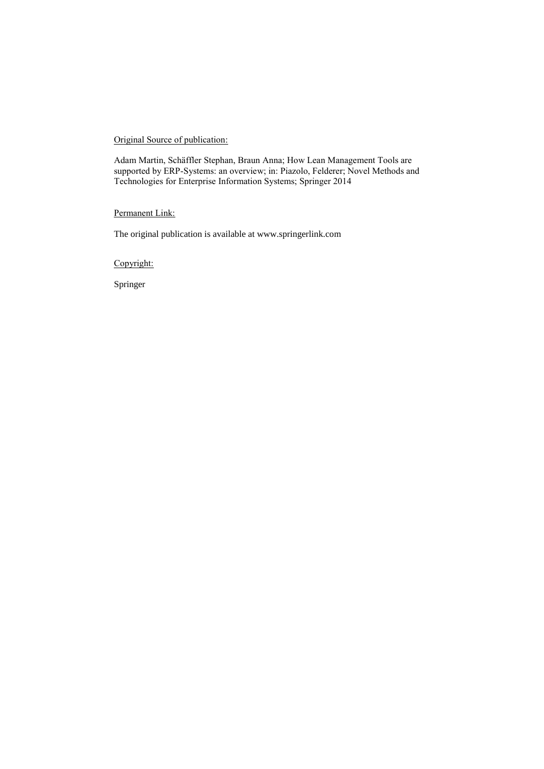Original Source of publication:

Adam Martin, Schäffler Stephan, Braun Anna; How Lean Management Tools are supported by ERP-Systems: an overview; in: Piazolo, Felderer; Novel Methods and Technologies for Enterprise Information Systems; Springer 2014

Permanent Link:

The original publication is available at www.springerlink.com

Copyright:

Springer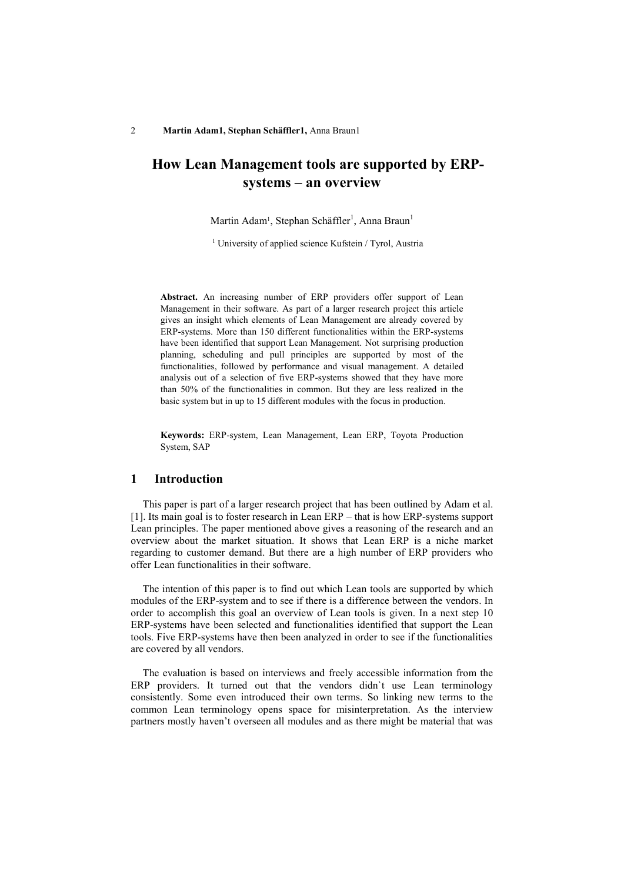# How Lean Management tools are supported by ERP-systems – an overview

Martin Adam[1], Stephan Schäffler[1], Anna Braun[1]

[1] University of applied science Kufstein / Tyrol, Austria

**Abstract.** An increasing number of ERP providers offer support of Lean Management in their software. As part of a larger research project this article gives an insight which elements of Lean Management are already covered by ERP-systems. More than 150 different functionalities within the ERP-systems have been identified that support Lean Management. Not surprising production planning, scheduling and pull principles are supported by most of the functionalities, followed by performance and visual management. A detailed analysis out of a selection of five ERP-systems showed that they have more than 50% of the functionalities in common. But they are less realized in the basic system but in up to 15 different modules with the focus in production.

**Keywords:** ERP-system, Lean Management, Lean ERP, Toyota Production System, SAP

## 1 Introduction

This paper is part of a larger research project that has been outlined by Adam et al. [1]. Its main goal is to foster research in Lean ERP – that is how ERP-systems support Lean principles. The paper mentioned above gives a reasoning of the research and an overview about the market situation. It shows that Lean ERP is a niche market regarding to customer demand. But there are a high number of ERP providers who offer Lean functionalities in their software.

The intention of this paper is to find out which Lean tools are supported by which modules of the ERP-system and to see if there is a difference between the vendors. In order to accomplish this goal an overview of Lean tools is given. In a next step 10 ERP-systems have been selected and functionalities identified that support the Lean tools. Five ERP-systems have then been analyzed in order to see if the functionalities are covered by all vendors.

The evaluation is based on interviews and freely accessible information from the ERP providers. It turned out that the vendors didn`t use Lean terminology consistently. Some even introduced their own terms. So linking new terms to the common Lean terminology opens space for misinterpretation. As the interview partners mostly haven't overseen all modules and as there might be material that was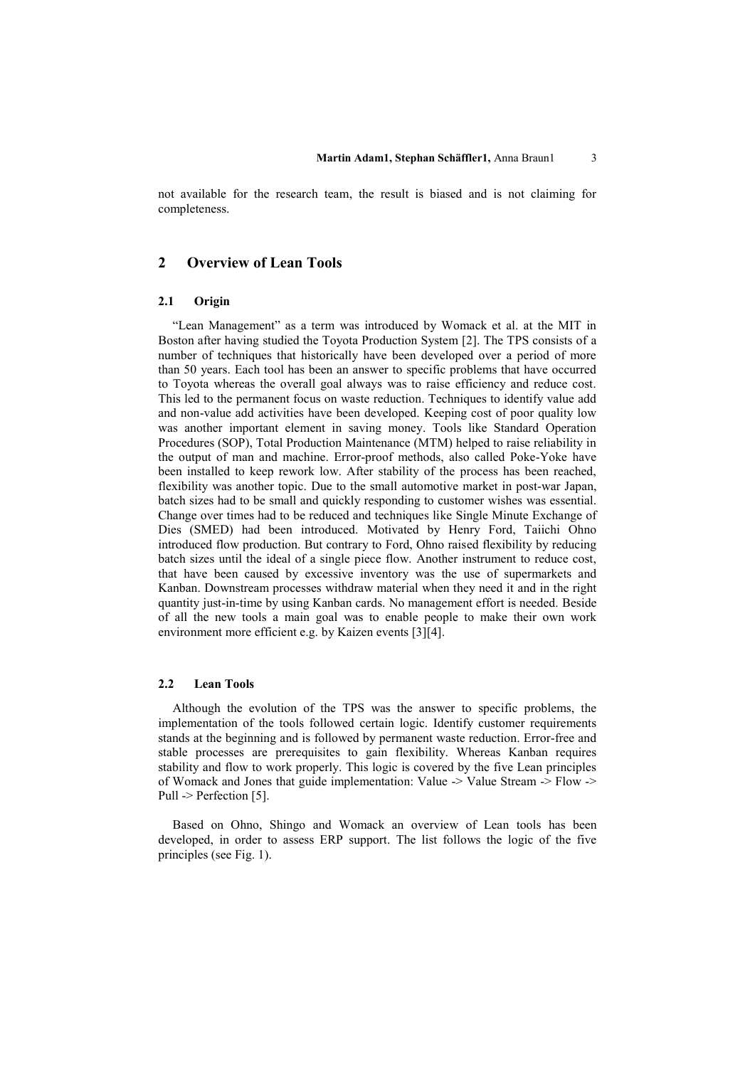not available for the research team, the result is biased and is not claiming for completeness.

## 2 Overview of Lean Tools

### 2.1 Origin

"Lean Management" as a term was introduced by Womack et al. at the MIT in Boston after having studied the Toyota Production System [2]. The TPS consists of a number of techniques that historically have been developed over a period of more than 50 years. Each tool has been an answer to specific problems that have occurred to Toyota whereas the overall goal always was to raise efficiency and reduce cost. This led to the permanent focus on waste reduction. Techniques to identify value add and non-value add activities have been developed. Keeping cost of poor quality low was another important element in saving money. Tools like Standard Operation Procedures (SOP), Total Production Maintenance (MTM) helped to raise reliability in the output of man and machine. Error-proof methods, also called Poke-Yoke have been installed to keep rework low. After stability of the process has been reached, flexibility was another topic. Due to the small automotive market in post-war Japan, batch sizes had to be small and quickly responding to customer wishes was essential. Change over times had to be reduced and techniques like Single Minute Exchange of Dies (SMED) had been introduced. Motivated by Henry Ford, Taiichi Ohno introduced flow production. But contrary to Ford, Ohno raised flexibility by reducing batch sizes until the ideal of a single piece flow. Another instrument to reduce cost, that have been caused by excessive inventory was the use of supermarkets and Kanban. Downstream processes withdraw material when they need it and in the right quantity just-in-time by using Kanban cards. No management effort is needed. Beside of all the new tools a main goal was to enable people to make their own work environment more efficient e.g. by Kaizen events [3][4].

### 2.2 Lean Tools

Although the evolution of the TPS was the answer to specific problems, the implementation of the tools followed certain logic. Identify customer requirements stands at the beginning and is followed by permanent waste reduction. Error-free and stable processes are prerequisites to gain flexibility. Whereas Kanban requires stability and flow to work properly. This logic is covered by the five Lean principles of Womack and Jones that guide implementation: Value -> Value Stream -> Flow -> Pull -> Perfection [5].

Based on Ohno, Shingo and Womack an overview of Lean tools has been developed, in order to assess ERP support. The list follows the logic of the five principles (see Fig. 1).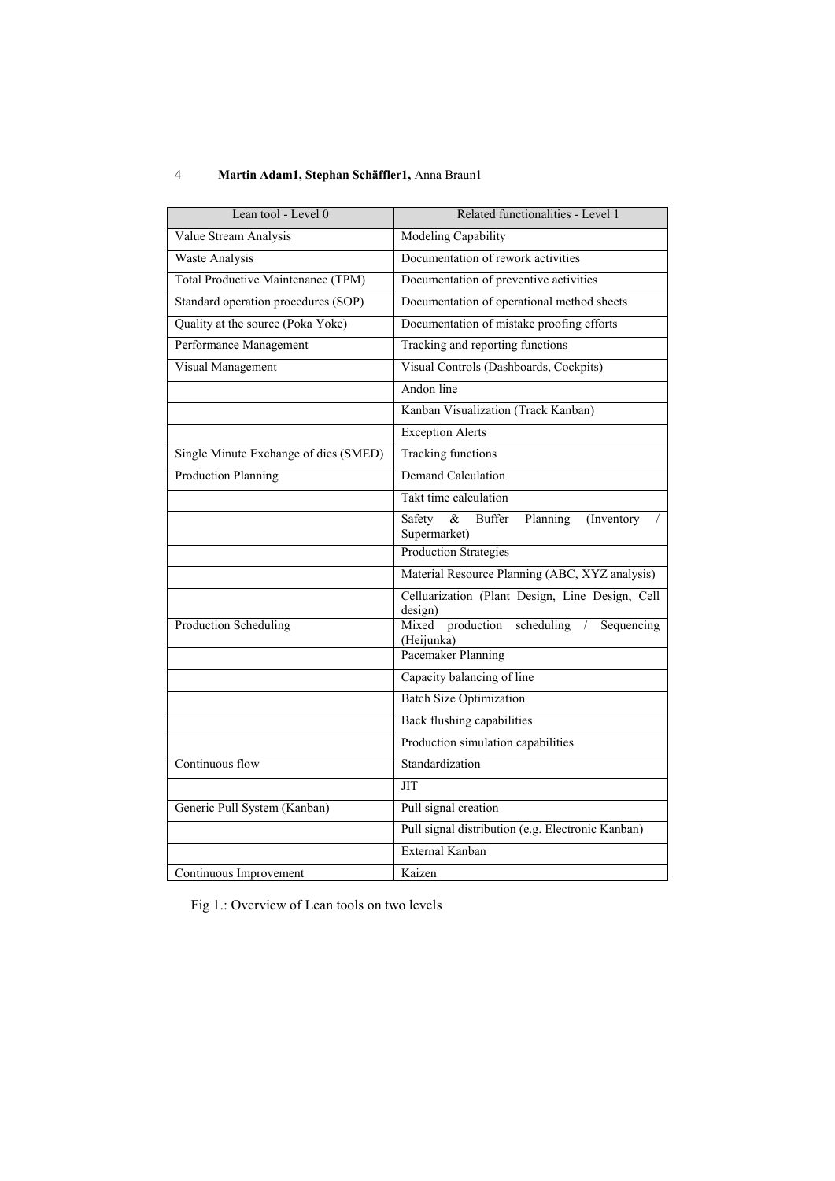| Lean tool - Level 0 | Related functionalities - Level 1 |
|---|---|
| Value Stream Analysis | Modeling Capability |
| Waste Analysis | Documentation of rework activities |
| Total Productive Maintenance (TPM) | Documentation of preventive activities |
| Standard operation procedures (SOP) | Documentation of operational method sheets |
| Quality at the source (Poka Yoke) | Documentation of mistake proofing efforts |
| Performance Management | Tracking and reporting functions |
| Visual Management | Visual Controls (Dashboards, Cockpits) |
| | Andon line |
| | Kanban Visualization (Track Kanban) |
| | Exception Alerts |
| Single Minute Exchange of dies (SMED) | Tracking functions |
| Production Planning | Demand Calculation |
| | Takt time calculation |
| | Safety & Buffer Planning (Inventory / Supermarket) |
| | Production Strategies |
| | Material Resource Planning (ABC, XYZ analysis) |
| | Celluarization (Plant Design, Line Design, Cell design) |
| Production Scheduling | Mixed production scheduling / Sequencing (Heijunka) |
| | Pacemaker Planning |
| | Capacity balancing of line |
| | Batch Size Optimization |
| | Back flushing capabilities |
| | Production simulation capabilities |
| Continuous flow | Standardization |
| | JIT |
| Generic Pull System (Kanban) | Pull signal creation |
| | Pull signal distribution (e.g. Electronic Kanban) |
| | External Kanban |
| Continuous Improvement | Kaizen |

Fig 1.: Overview of Lean tools on two levels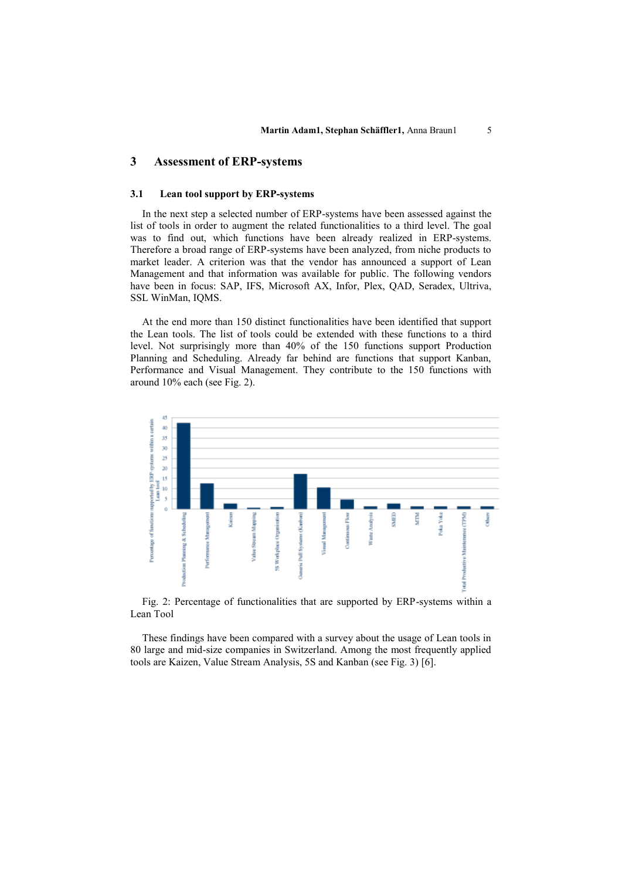## 3 Assessment of ERP-systems

### 3.1 Lean tool support by ERP-systems

In the next step a selected number of ERP-systems have been assessed against the list of tools in order to augment the related functionalities to a third level. The goal was to find out, which functions have been already realized in ERP-systems. Therefore a broad range of ERP-systems have been analyzed, from niche products to market leader. A criterion was that the vendor has announced a support of Lean Management and that information was available for public. The following vendors have been in focus: SAP, IFS, Microsoft AX, Infor, Plex, QAD, Seradex, Ultriva, SSL WinMan, IQMS.

At the end more than 150 distinct functionalities have been identified that support the Lean tools. The list of tools could be extended with these functions to a third level. Not surprisingly more than 40% of the 150 functions support Production Planning and Scheduling. Already far behind are functions that support Kanban, Performance and Visual Management. They contribute to the 150 functions with around 10% each (see Fig. 2).

Fig. 2: Percentage of functionalities that are supported by ERP-systems within a Lean Tool

These findings have been compared with a survey about the usage of Lean tools in 80 large and mid-size companies in Switzerland. Among the most frequently applied tools are Kaizen, Value Stream Analysis, 5S and Kanban (see Fig. 3) [6].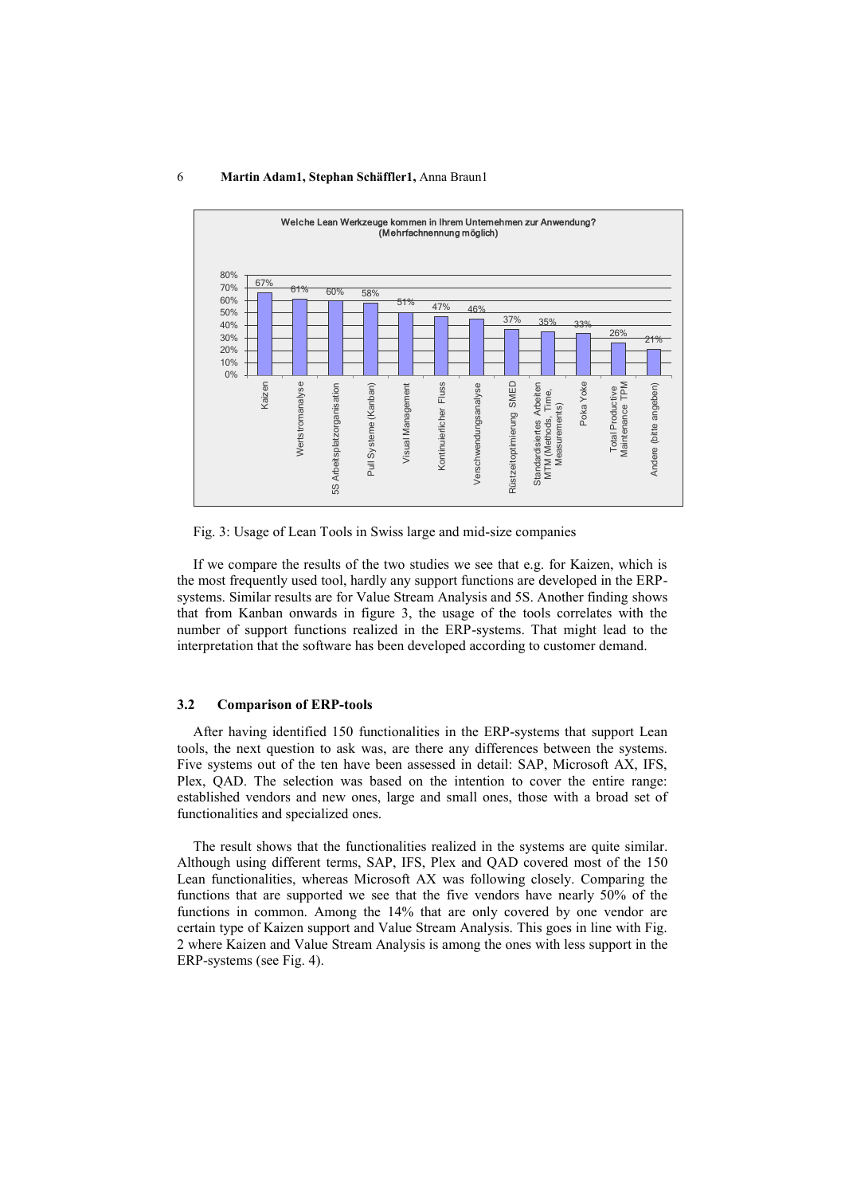**Welche Lean Werkzeuge kommen in Ihrem Unternehmen zur Anwendung? (Mehrfachnennung möglich)**

| Lean Werkzeug | Anteil |
| --- | --- |
| Kaizen | 67% |
| Wertstromanalyse | 61% |
| 5S Arbeitsplatzorganisation | 60% |
| Pull Systeme (Kanban) | 58% |
| Visual Management | 51% |
| Kontinuierlicher Fluss | 47% |
| Verschwendungsanalyse | 46% |
| Rüstzeitoptimierung SMED | 37% |
| Standardisiertes Arbeiten MTM (Methods, Time, Measurements) | 35% |
| Poka Yoke | 33% |
| Total Productive Maintenance TPM | 26% |
| Andere (bitte angeben) | 21% |

Fig. 3: Usage of Lean Tools in Swiss large and mid-size companies

If we compare the results of the two studies we see that e.g. for Kaizen, which is the most frequently used tool, hardly any support functions are developed in the ERP-systems. Similar results are for Value Stream Analysis and 5S. Another finding shows that from Kanban onwards in figure 3, the usage of the tools correlates with the number of support functions realized in the ERP-systems. That might lead to the interpretation that the software has been developed according to customer demand.

### 3.2 Comparison of ERP-tools

After having identified 150 functionalities in the ERP-systems that support Lean tools, the next question to ask was, are there any differences between the systems. Five systems out of the ten have been assessed in detail: SAP, Microsoft AX, IFS, Plex, QAD. The selection was based on the intention to cover the entire range: established vendors and new ones, large and small ones, those with a broad set of functionalities and specialized ones.

The result shows that the functionalities realized in the systems are quite similar. Although using different terms, SAP, IFS, Plex and QAD covered most of the 150 Lean functionalities, whereas Microsoft AX was following closely. Comparing the functions that are supported we see that the five vendors have nearly 50% of the functions in common. Among the 14% that are only covered by one vendor are certain type of Kaizen support and Value Stream Analysis. This goes in line with Fig. 2 where Kaizen and Value Stream Analysis is among the ones with less support in the ERP-systems (see Fig. 4).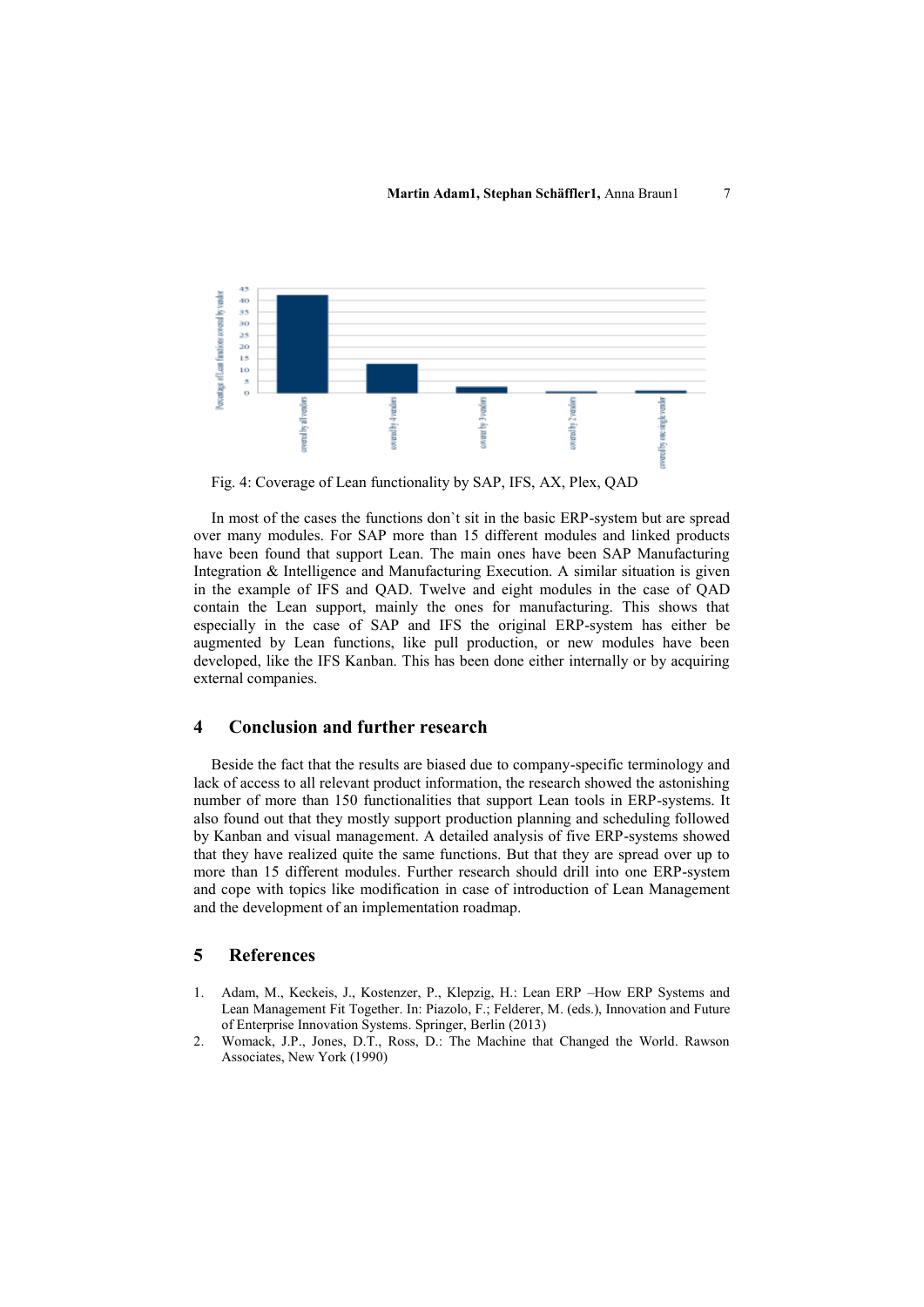Fig. 4: Coverage of Lean functionality by SAP, IFS, AX, Plex, QAD

In most of the cases the functions don`t sit in the basic ERP-system but are spread over many modules. For SAP more than 15 different modules and linked products have been found that support Lean. The main ones have been SAP Manufacturing Integration & Intelligence and Manufacturing Execution. A similar situation is given in the example of IFS and QAD. Twelve and eight modules in the case of QAD contain the Lean support, mainly the ones for manufacturing. This shows that especially in the case of SAP and IFS the original ERP-system has either be augmented by Lean functions, like pull production, or new modules have been developed, like the IFS Kanban. This has been done either internally or by acquiring external companies.

## 4 Conclusion and further research

Beside the fact that the results are biased due to company-specific terminology and lack of access to all relevant product information, the research showed the astonishing number of more than 150 functionalities that support Lean tools in ERP-systems. It also found out that they mostly support production planning and scheduling followed by Kanban and visual management. A detailed analysis of five ERP-systems showed that they have realized quite the same functions. But that they are spread over up to more than 15 different modules. Further research should drill into one ERP-system and cope with topics like modification in case of introduction of Lean Management and the development of an implementation roadmap.

## 5 References

1. Adam, M., Keckeis, J., Kostenzer, P., Klepzig, H.: Lean ERP –How ERP Systems and Lean Management Fit Together. In: Piazolo, F.; Felderer, M. (eds.), Innovation and Future of Enterprise Innovation Systems. Springer, Berlin (2013)
2. Womack, J.P., Jones, D.T., Ross, D.: The Machine that Changed the World. Rawson Associates, New York (1990)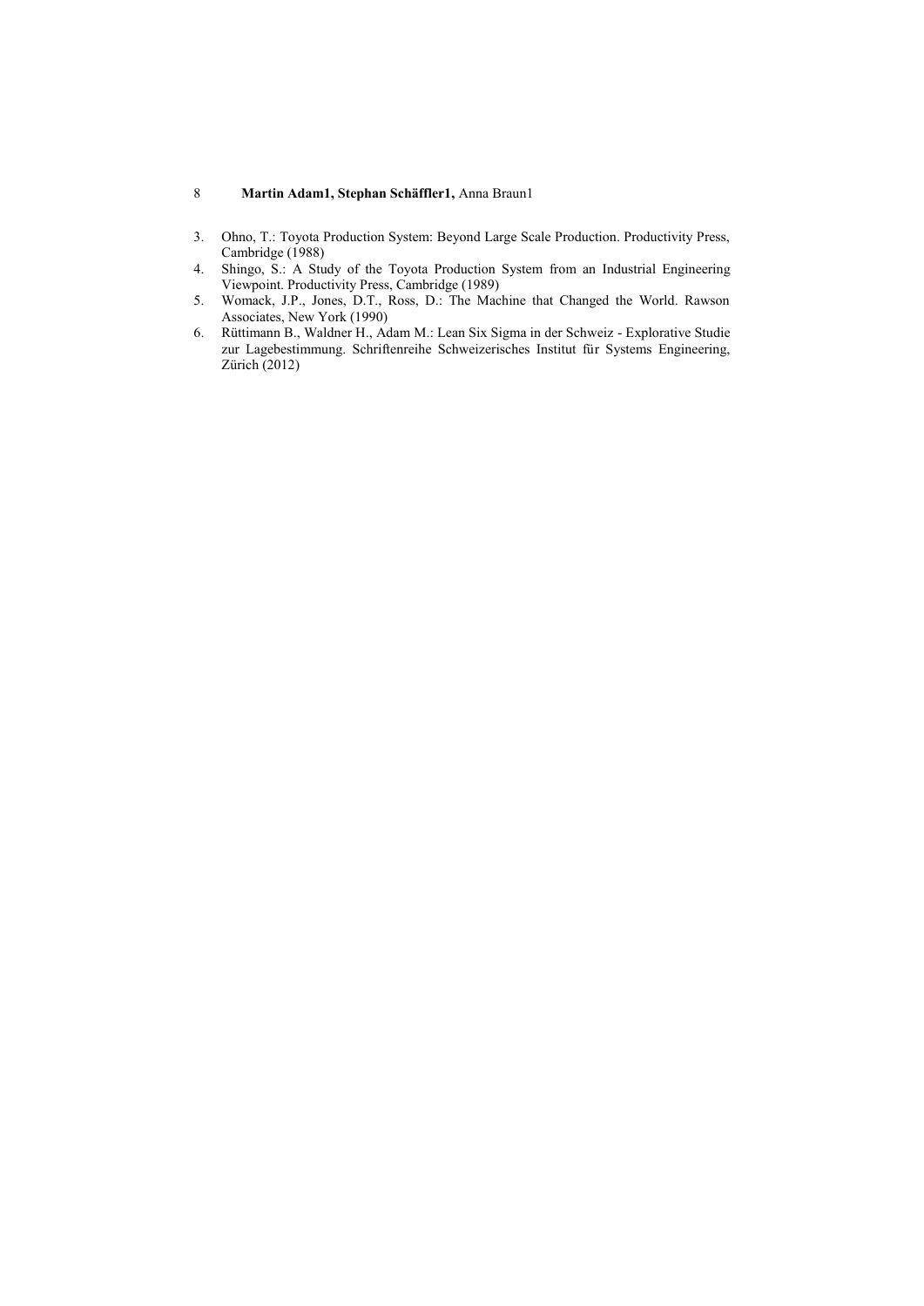3. Ohno, T.: Toyota Production System: Beyond Large Scale Production. Productivity Press, Cambridge (1988)
4. Shingo, S.: A Study of the Toyota Production System from an Industrial Engineering Viewpoint. Productivity Press, Cambridge (1989)
5. Womack, J.P., Jones, D.T., Ross, D.: The Machine that Changed the World. Rawson Associates, New York (1990)
6. Rüttimann B., Waldner H., Adam M.: Lean Six Sigma in der Schweiz - Explorative Studie zur Lagebestimmung. Schriftenreihe Schweizerisches Institut für Systems Engineering, Zürich (2012)